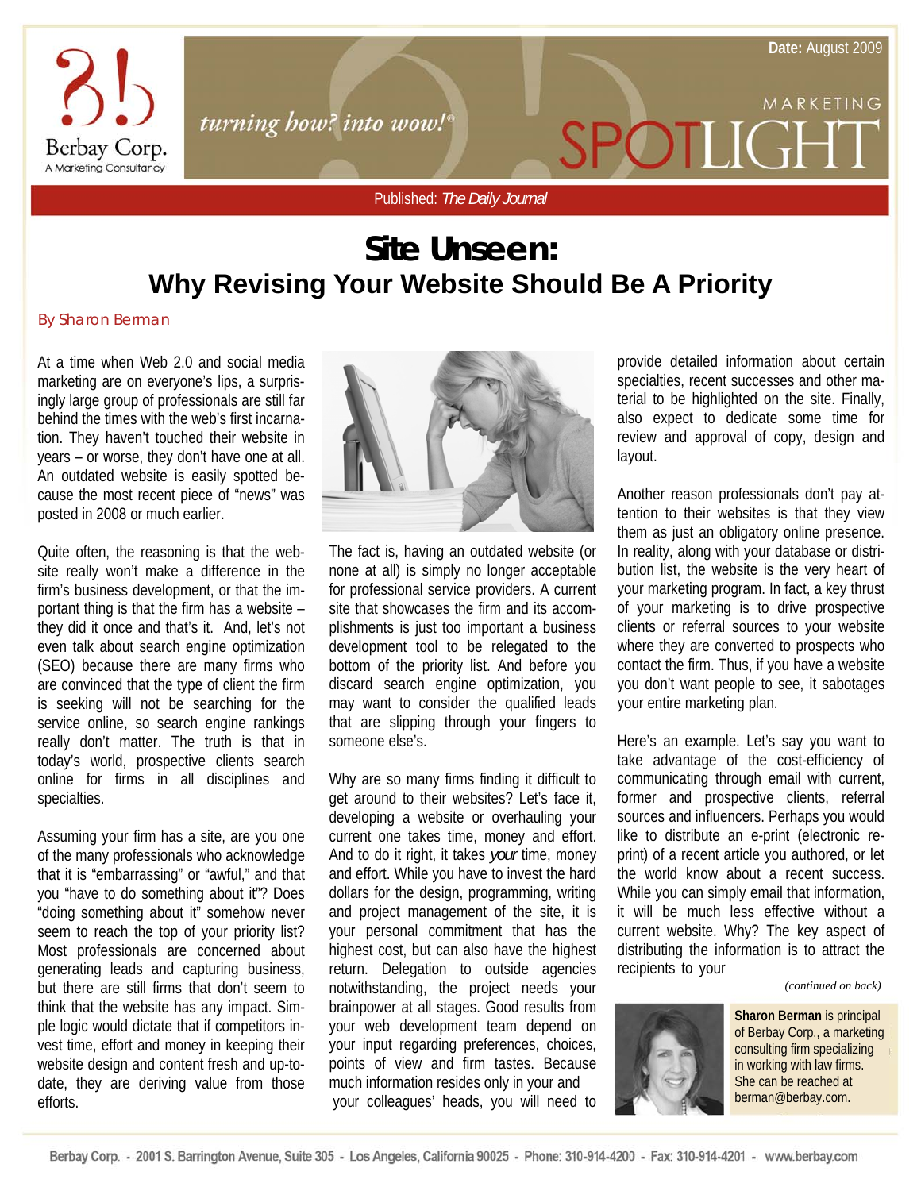Date: August 2009

MARKETING SPOTLIGHT

Berbay Corp. A Marketing Consultancy

*turning how? into wow!®*

Published: *The Daily Journal*

# Site Unseen:
## Why Revising Your Website Should Be A Priority

*By Sharon Berman*

At a time when Web 2.0 and social media marketing are on everyone's lips, a surprisingly large group of professionals are still far behind the times with the web's first incarnation. They haven't touched their website in years – or worse, they don't have one at all. An outdated website is easily spotted because the most recent piece of "news" was posted in 2008 or much earlier.

Quite often, the reasoning is that the website really won't make a difference in the firm's business development, or that the important thing is that the firm has a website – they did it once and that's it. And, let's not even talk about search engine optimization (SEO) because there are many firms who are convinced that the type of client the firm is seeking will not be searching for the service online, so search engine rankings really don't matter. The truth is that in today's world, prospective clients search online for firms in all disciplines and specialties.

Assuming your firm has a site, are you one of the many professionals who acknowledge that it is "embarrassing" or "awful," and that you "have to do something about it"? Does "doing something about it" somehow never seem to reach the top of your priority list? Most professionals are concerned about generating leads and capturing business, but there are still firms that don't seem to think that the website has any impact. Simple logic would dictate that if competitors invest time, effort and money in keeping their website design and content fresh and up-to-date, they are deriving value from those efforts.

The fact is, having an outdated website (or none at all) is simply no longer acceptable for professional service providers. A current site that showcases the firm and its accomplishments is just too important a business development tool to be relegated to the bottom of the priority list. And before you discard search engine optimization, you may want to consider the qualified leads that are slipping through your fingers to someone else's.

Why are so many firms finding it difficult to get around to their websites? Let's face it, developing a website or overhauling your current one takes time, money and effort. And to do it right, it takes *your* time, money and effort. While you have to invest the hard dollars for the design, programming, writing and project management of the site, it is your personal commitment that has the highest cost, but can also have the highest return. Delegation to outside agencies notwithstanding, the project needs your brainpower at all stages. Good results from your web development team depend on your input regarding preferences, choices, points of view and firm tastes. Because much information resides only in your and your colleagues' heads, you will need to provide detailed information about certain specialties, recent successes and other material to be highlighted on the site. Finally, also expect to dedicate some time for review and approval of copy, design and layout.

Another reason professionals don't pay attention to their websites is that they view them as just an obligatory online presence. In reality, along with your database or distribution list, the website is the very heart of your marketing program. In fact, a key thrust of your marketing is to drive prospective clients or referral sources to your website where they are converted to prospects who contact the firm. Thus, if you have a website you don't want people to see, it sabotages your entire marketing plan.

Here's an example. Let's say you want to take advantage of the cost-efficiency of communicating through email with current, former and prospective clients, referral sources and influencers. Perhaps you would like to distribute an e-print (electronic reprint) of a recent article you authored, or let the world know about a recent success. While you can simply email that information, it will be much less effective without a current website. Why? The key aspect of distributing the information is to attract the recipients to your

*(continued on back)*

**Sharon Berman** is principal of Berbay Corp., a marketing consulting firm specializing in working with law firms. She can be reached at berman@berbay.com.

Berbay Corp. - 2001 S. Barrington Avenue, Suite 305 - Los Angeles, California 90025 - Phone: 310-914-4200 - Fax: 310-914-4201 - www.berbay.com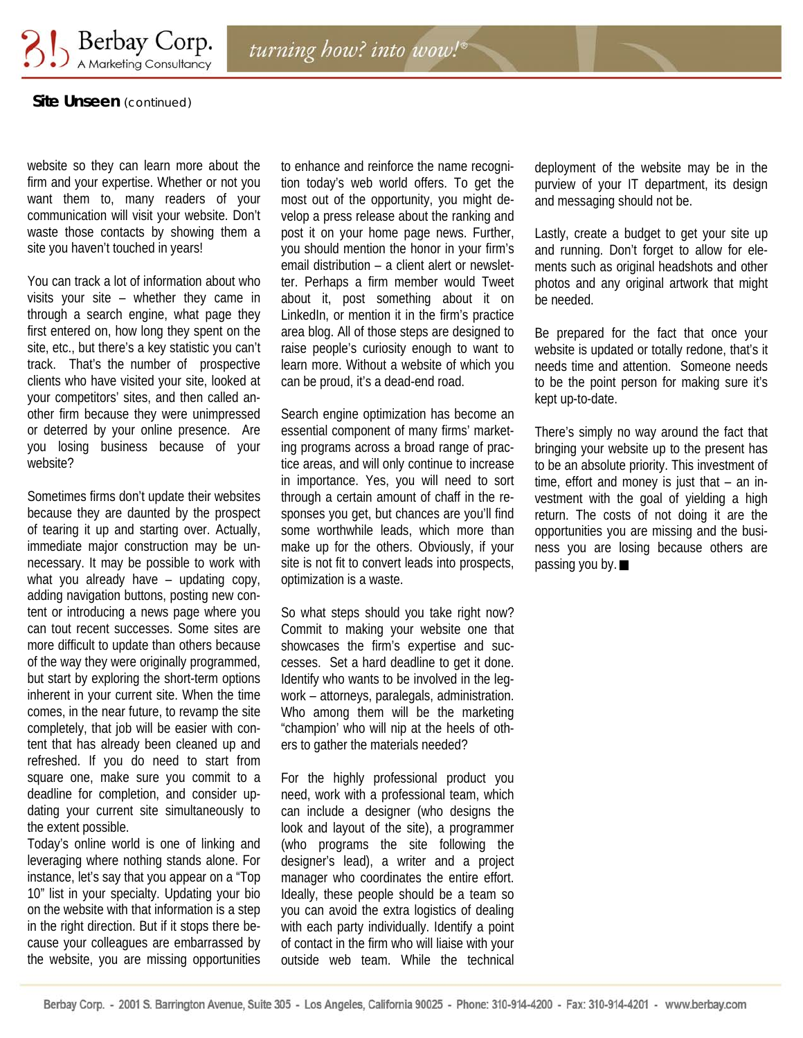**Site Unseen** (continued)

website so they can learn more about the firm and your expertise. Whether or not you want them to, many readers of your communication will visit your website. Don't waste those contacts by showing them a site you haven't touched in years!

You can track a lot of information about who visits your site – whether they came in through a search engine, what page they first entered on, how long they spent on the site, etc., but there's a key statistic you can't track. That's the number of prospective clients who have visited your site, looked at your competitors' sites, and then called another firm because they were unimpressed or deterred by your online presence. Are you losing business because of your website?

Sometimes firms don't update their websites because they are daunted by the prospect of tearing it up and starting over. Actually, immediate major construction may be unnecessary. It may be possible to work with what you already have – updating copy, adding navigation buttons, posting new content or introducing a news page where you can tout recent successes. Some sites are more difficult to update than others because of the way they were originally programmed, but start by exploring the short-term options inherent in your current site. When the time comes, in the near future, to revamp the site completely, that job will be easier with content that has already been cleaned up and refreshed. If you do need to start from square one, make sure you commit to a deadline for completion, and consider updating your current site simultaneously to the extent possible.

Today's online world is one of linking and leveraging where nothing stands alone. For instance, let's say that you appear on a "Top 10" list in your specialty. Updating your bio on the website with that information is a step in the right direction. But if it stops there because your colleagues are embarrassed by the website, you are missing opportunities to enhance and reinforce the name recognition today's web world offers. To get the most out of the opportunity, you might develop a press release about the ranking and post it on your home page news. Further, you should mention the honor in your firm's email distribution – a client alert or newsletter. Perhaps a firm member would Tweet about it, post something about it on LinkedIn, or mention it in the firm's practice area blog. All of those steps are designed to raise people's curiosity enough to want to learn more. Without a website of which you can be proud, it's a dead-end road.

Search engine optimization has become an essential component of many firms' marketing programs across a broad range of practice areas, and will only continue to increase in importance. Yes, you will need to sort through a certain amount of chaff in the responses you get, but chances are you'll find some worthwhile leads, which more than make up for the others. Obviously, if your site is not fit to convert leads into prospects, optimization is a waste.

So what steps should you take right now? Commit to making your website one that showcases the firm's expertise and successes. Set a hard deadline to get it done. Identify who wants to be involved in the legwork – attorneys, paralegals, administration. Who among them will be the marketing "champion' who will nip at the heels of others to gather the materials needed?

For the highly professional product you need, work with a professional team, which can include a designer (who designs the look and layout of the site), a programmer (who programs the site following the designer's lead), a writer and a project manager who coordinates the entire effort. Ideally, these people should be a team so you can avoid the extra logistics of dealing with each party individually. Identify a point of contact in the firm who will liaise with your outside web team. While the technical deployment of the website may be in the purview of your IT department, its design and messaging should not be.

Lastly, create a budget to get your site up and running. Don't forget to allow for elements such as original headshots and other photos and any original artwork that might be needed.

Be prepared for the fact that once your website is updated or totally redone, that's it needs time and attention. Someone needs to be the point person for making sure it's kept up-to-date.

There's simply no way around the fact that bringing your website up to the present has to be an absolute priority. This investment of time, effort and money is just that – an investment with the goal of yielding a high return. The costs of not doing it are the opportunities you are missing and the business you are losing because others are passing you by. ■